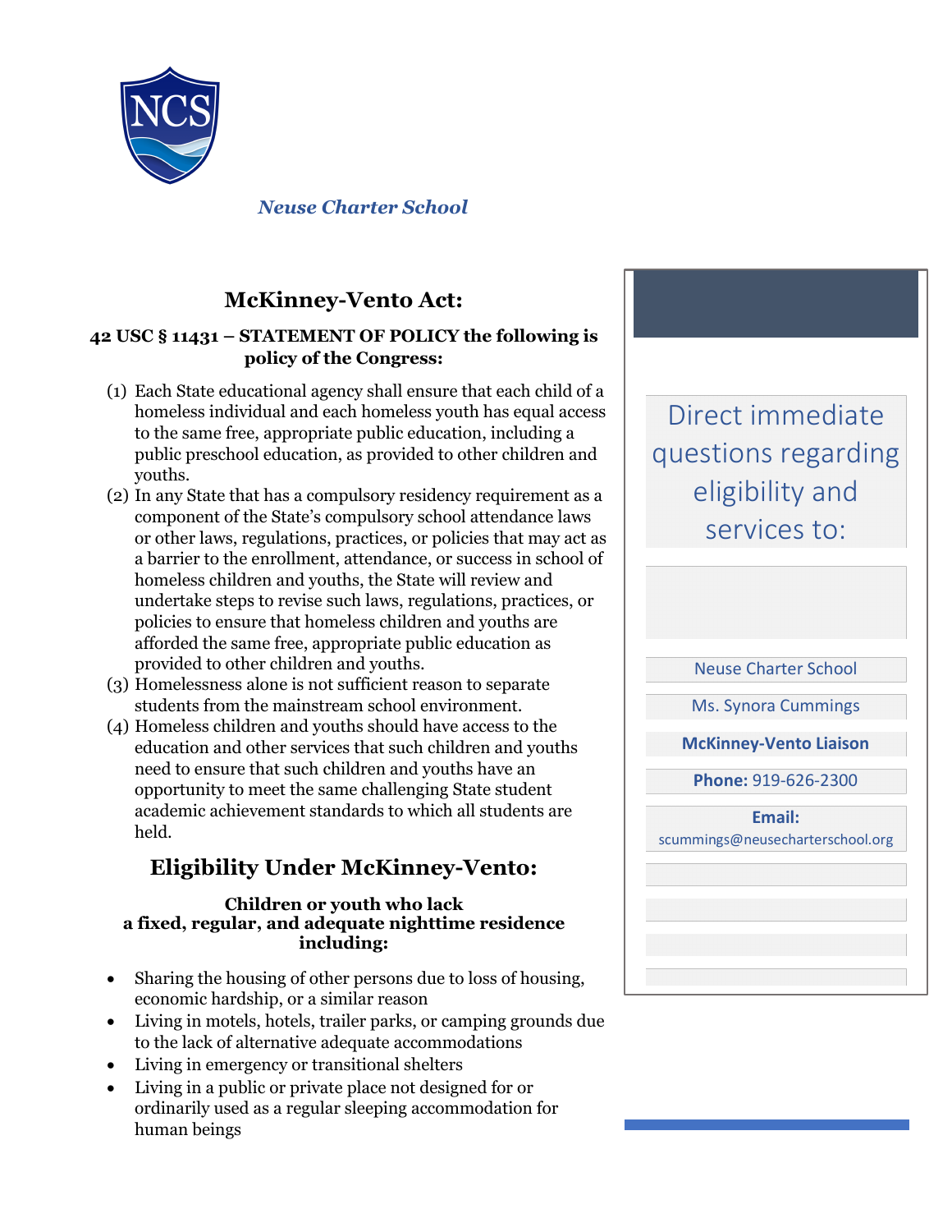*Neuse Charter School*

## McKinney-Vento Act:

**42 USC § 11431 – STATEMENT OF POLICY the following is policy of the Congress:**

(1) Each State educational agency shall ensure that each child of a homeless individual and each homeless youth has equal access to the same free, appropriate public education, including a public preschool education, as provided to other children and youths.

(2) In any State that has a compulsory residency requirement as a component of the State's compulsory school attendance laws or other laws, regulations, practices, or policies that may act as a barrier to the enrollment, attendance, or success in school of homeless children and youths, the State will review and undertake steps to revise such laws, regulations, practices, or policies to ensure that homeless children and youths are afforded the same free, appropriate public education as provided to other children and youths.

(3) Homelessness alone is not sufficient reason to separate students from the mainstream school environment.

(4) Homeless children and youths should have access to the education and other services that such children and youths need to ensure that such children and youths have an opportunity to meet the same challenging State student academic achievement standards to which all students are held.

## Eligibility Under McKinney-Vento:

**Children or youth who lack a fixed, regular, and adequate nighttime residence including:**

- Sharing the housing of other persons due to loss of housing, economic hardship, or a similar reason
- Living in motels, hotels, trailer parks, or camping grounds due to the lack of alternative adequate accommodations
- Living in emergency or transitional shelters
- Living in a public or private place not designed for or ordinarily used as a regular sleeping accommodation for human beings

Direct immediate questions regarding eligibility and services to:

Neuse Charter School

Ms. Synora Cummings

**McKinney-Vento Liaison**

**Phone:** 919-626-2300

**Email:** scummings@neusecharterschool.org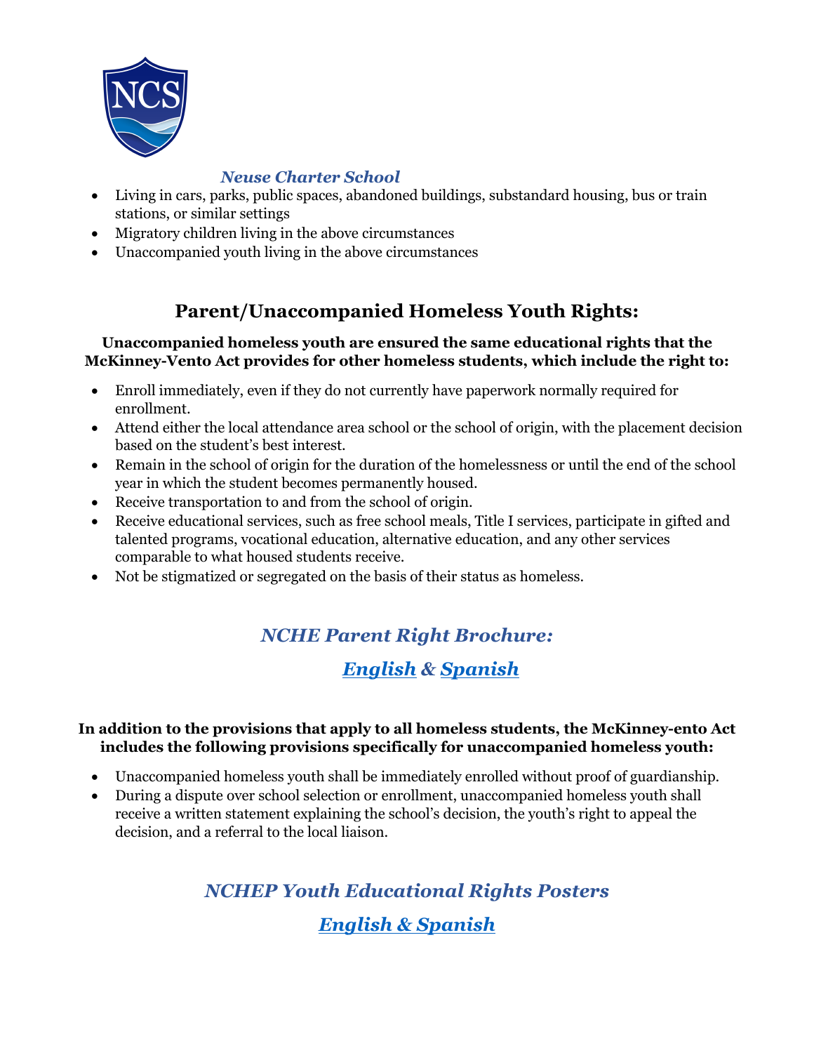*Neuse Charter School*

- Living in cars, parks, public spaces, abandoned buildings, substandard housing, bus or train stations, or similar settings
- Migratory children living in the above circumstances
- Unaccompanied youth living in the above circumstances

## Parent/Unaccompanied Homeless Youth Rights:

**Unaccompanied homeless youth are ensured the same educational rights that the McKinney-Vento Act provides for other homeless students, which include the right to:**

- Enroll immediately, even if they do not currently have paperwork normally required for enrollment.
- Attend either the local attendance area school or the school of origin, with the placement decision based on the student's best interest.
- Remain in the school of origin for the duration of the homelessness or until the end of the school year in which the student becomes permanently housed.
- Receive transportation to and from the school of origin.
- Receive educational services, such as free school meals, Title I services, participate in gifted and talented programs, vocational education, alternative education, and any other services comparable to what housed students receive.
- Not be stigmatized or segregated on the basis of their status as homeless.

### *NCHE Parent Right Brochure:*

### ***English* & *Spanish***

**In addition to the provisions that apply to all homeless students, the McKinney-ento Act includes the following provisions specifically for unaccompanied homeless youth:**

- Unaccompanied homeless youth shall be immediately enrolled without proof of guardianship.
- During a dispute over school selection or enrollment, unaccompanied homeless youth shall receive a written statement explaining the school's decision, the youth's right to appeal the decision, and a referral to the local liaison.

### *NCHEP Youth Educational Rights Posters*

### ***English & Spanish***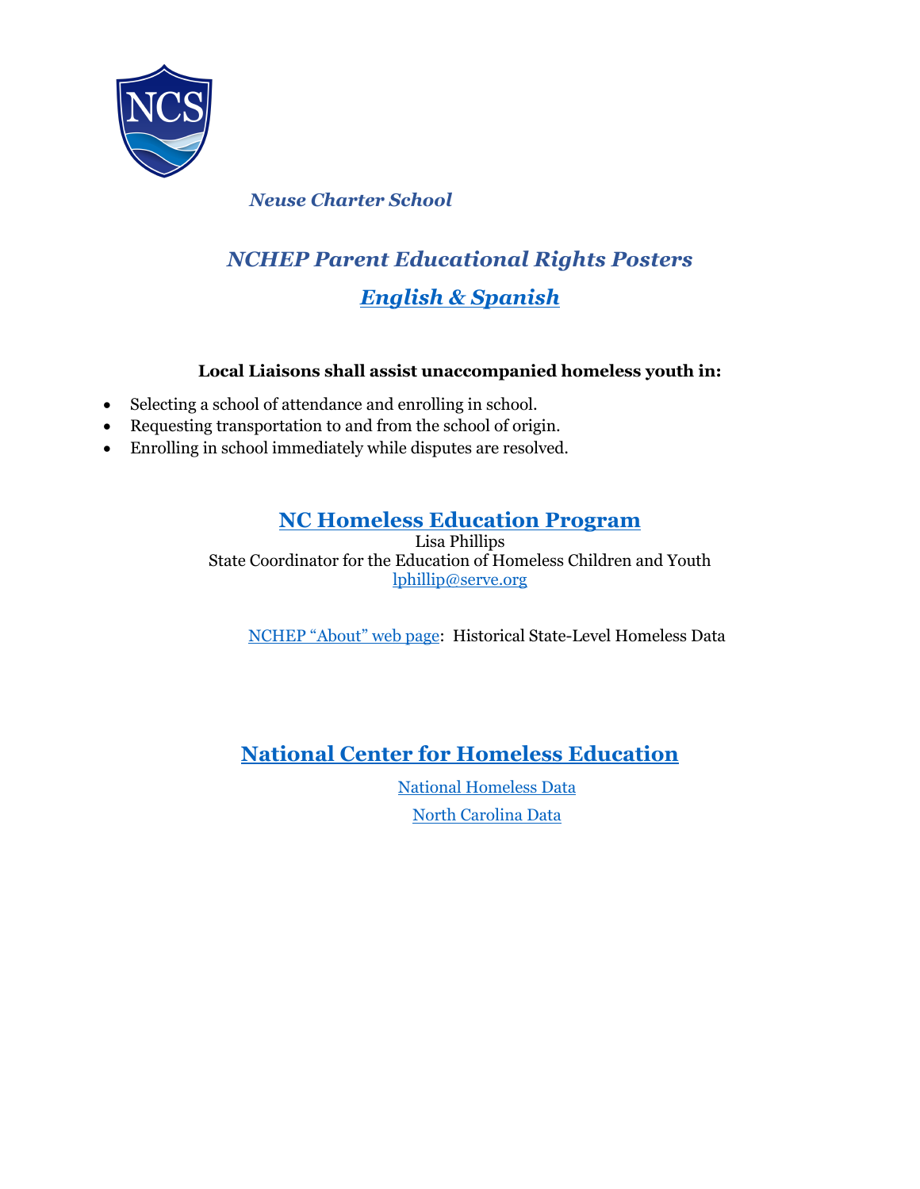*Neuse Charter School*

## *NCHEP Parent Educational Rights Posters*

## *English & Spanish*

**Local Liaisons shall assist unaccompanied homeless youth in:**

- Selecting a school of attendance and enrolling in school.
- Requesting transportation to and from the school of origin.
- Enrolling in school immediately while disputes are resolved.

## NC Homeless Education Program

Lisa Phillips
State Coordinator for the Education of Homeless Children and Youth
lphillip@serve.org

NCHEP "About" web page: Historical State-Level Homeless Data

## National Center for Homeless Education

National Homeless Data

North Carolina Data